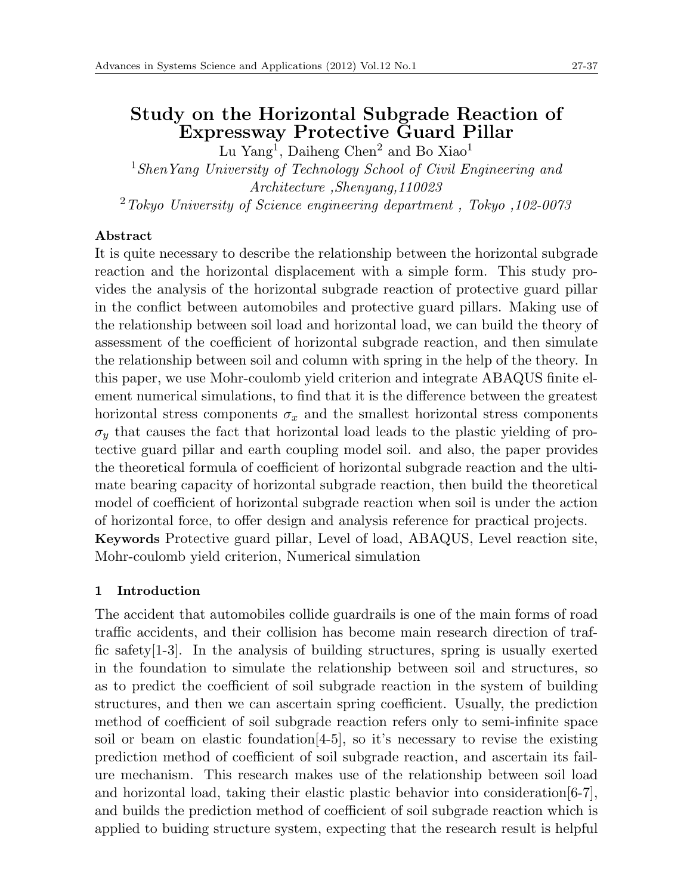# Study on the Horizontal Subgrade Reaction of Expressway Protective Guard Pillar

Lu Yang[1], Daiheng Chen[2] and Bo Xiao[1]

[1] *ShenYang University of Technology School of Civil Engineering and Architecture ,Shenyang,110023*

[2] *Tokyo University of Science engineering department , Tokyo ,102-0073*

**Abstract**

It is quite necessary to describe the relationship between the horizontal subgrade reaction and the horizontal displacement with a simple form. This study provides the analysis of the horizontal subgrade reaction of protective guard pillar in the conflict between automobiles and protective guard pillars. Making use of the relationship between soil load and horizontal load, we can build the theory of assessment of the coefficient of horizontal subgrade reaction, and then simulate the relationship between soil and column with spring in the help of the theory. In this paper, we use Mohr-coulomb yield criterion and integrate ABAQUS finite element numerical simulations, to find that it is the difference between the greatest horizontal stress components $\sigma_x$ and the smallest horizontal stress components $\sigma_y$ that causes the fact that horizontal load leads to the plastic yielding of protective guard pillar and earth coupling model soil. and also, the paper provides the theoretical formula of coefficient of horizontal subgrade reaction and the ultimate bearing capacity of horizontal subgrade reaction, then build the theoretical model of coefficient of horizontal subgrade reaction when soil is under the action of horizontal force, to offer design and analysis reference for practical projects.

**Keywords** Protective guard pillar, Level of load, ABAQUS, Level reaction site, Mohr-coulomb yield criterion, Numerical simulation

## 1 Introduction

The accident that automobiles collide guardrails is one of the main forms of road traffic accidents, and their collision has become main research direction of traffic safety[1-3]. In the analysis of building structures, spring is usually exerted in the foundation to simulate the relationship between soil and structures, so as to predict the coefficient of soil subgrade reaction in the system of building structures, and then we can ascertain spring coefficient. Usually, the prediction method of coefficient of soil subgrade reaction refers only to semi-infinite space soil or beam on elastic foundation[4-5], so it's necessary to revise the existing prediction method of coefficient of soil subgrade reaction, and ascertain its failure mechanism. This research makes use of the relationship between soil load and horizontal load, taking their elastic plastic behavior into consideration[6-7], and builds the prediction method of coefficient of soil subgrade reaction which is applied to buiding structure system, expecting that the research result is helpful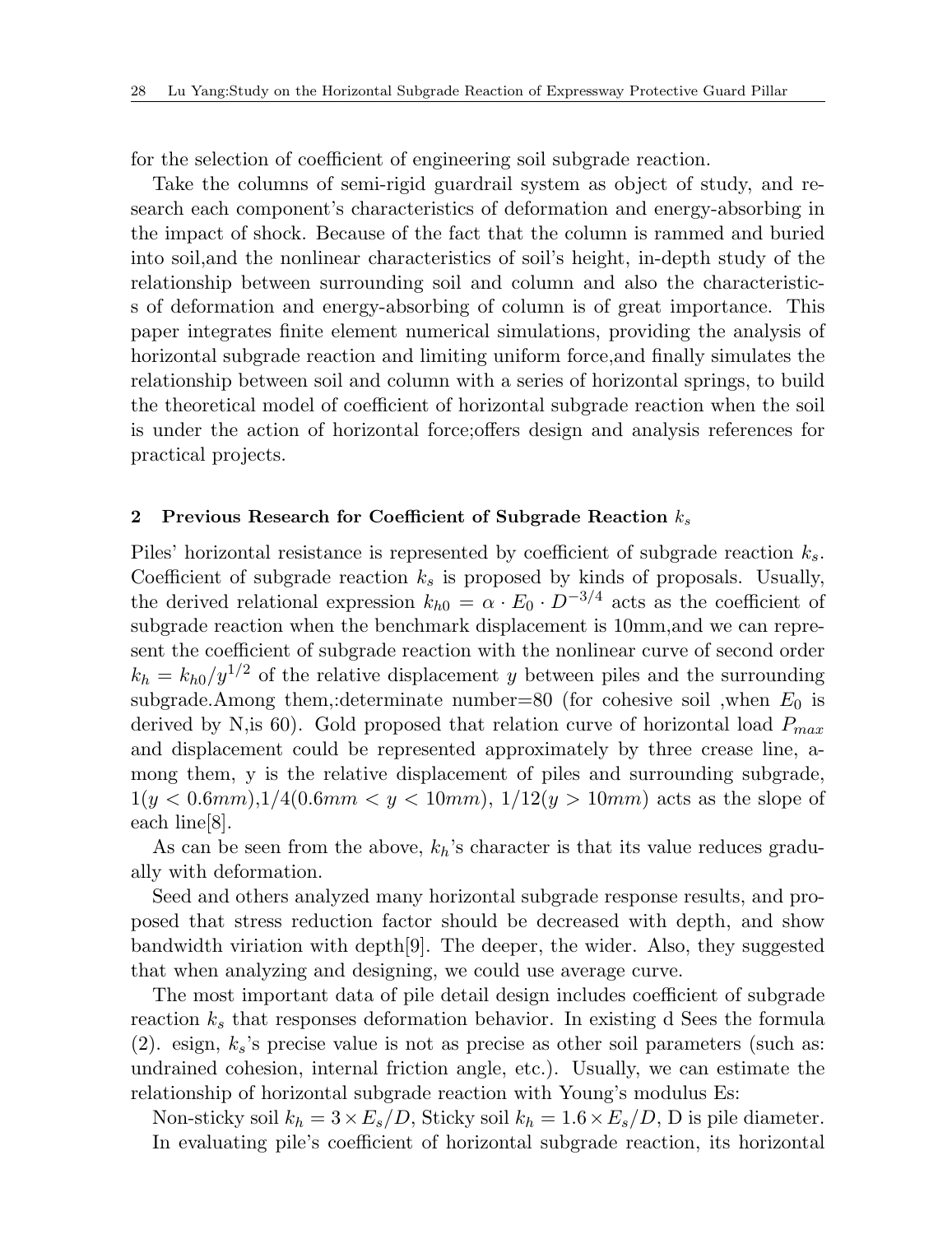for the selection of coefficient of engineering soil subgrade reaction.

Take the columns of semi-rigid guardrail system as object of study, and research each component's characteristics of deformation and energy-absorbing in the impact of shock. Because of the fact that the column is rammed and buried into soil,and the nonlinear characteristics of soil's height, in-depth study of the relationship between surrounding soil and column and also the characteristics of deformation and energy-absorbing of column is of great importance. This paper integrates finite element numerical simulations, providing the analysis of horizontal subgrade reaction and limiting uniform force,and finally simulates the relationship between soil and column with a series of horizontal springs, to build the theoretical model of coefficient of horizontal subgrade reaction when the soil is under the action of horizontal force;offers design and analysis references for practical projects.

## 2 Previous Research for Coefficient of Subgrade Reaction $k_s$

Piles' horizontal resistance is represented by coefficient of subgrade reaction $k_s$. Coefficient of subgrade reaction $k_s$ is proposed by kinds of proposals. Usually, the derived relational expression $k_{h0} = \alpha \cdot E_0 \cdot D^{-3/4}$ acts as the coefficient of subgrade reaction when the benchmark displacement is 10mm,and we can represent the coefficient of subgrade reaction with the nonlinear curve of second order $k_h = k_{h0}/y^{1/2}$ of the relative displacement $y$ between piles and the surrounding subgrade.Among them,:determinate number=80 (for cohesive soil ,when $E_0$ is derived by N,is 60). Gold proposed that relation curve of horizontal load $P_{max}$ and displacement could be represented approximately by three crease line, among them, y is the relative displacement of piles and surrounding subgrade, $1(y < 0.6mm)$,$1/4(0.6mm < y < 10mm)$, $1/12(y > 10mm)$ acts as the slope of each line[8].

As can be seen from the above, $k_h$'s character is that its value reduces gradually with deformation.

Seed and others analyzed many horizontal subgrade response results, and proposed that stress reduction factor should be decreased with depth, and show bandwidth viriation with depth[9]. The deeper, the wider. Also, they suggested that when analyzing and designing, we could use average curve.

The most important data of pile detail design includes coefficient of subgrade reaction $k_s$ that responses deformation behavior. In existing d Sees the formula (2). esign, $k_s$'s precise value is not as precise as other soil parameters (such as: undrained cohesion, internal friction angle, etc.). Usually, we can estimate the relationship of horizontal subgrade reaction with Young's modulus Es:

Non-sticky soil $k_h = 3 \times E_s/D$, Sticky soil $k_h = 1.6 \times E_s/D$, D is pile diameter.

In evaluating pile's coefficient of horizontal subgrade reaction, its horizontal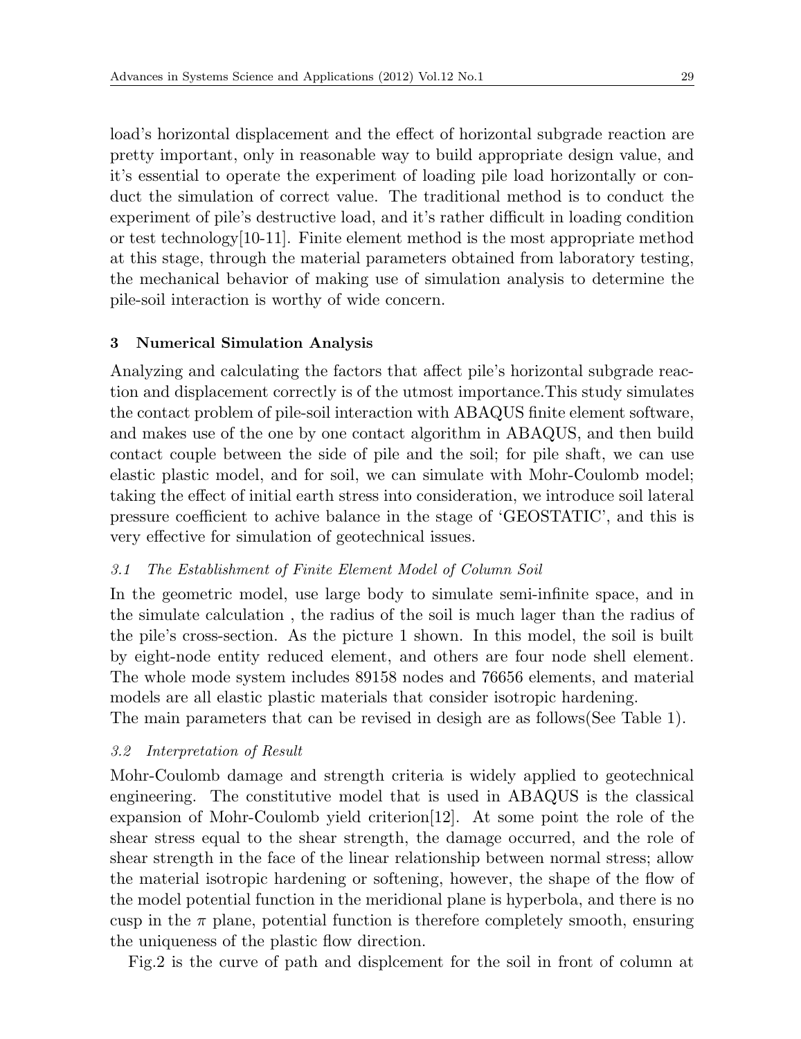load's horizontal displacement and the effect of horizontal subgrade reaction are pretty important, only in reasonable way to build appropriate design value, and it's essential to operate the experiment of loading pile load horizontally or conduct the simulation of correct value. The traditional method is to conduct the experiment of pile's destructive load, and it's rather difficult in loading condition or test technology[10-11]. Finite element method is the most appropriate method at this stage, through the material parameters obtained from laboratory testing, the mechanical behavior of making use of simulation analysis to determine the pile-soil interaction is worthy of wide concern.

## 3 Numerical Simulation Analysis

Analyzing and calculating the factors that affect pile's horizontal subgrade reaction and displacement correctly is of the utmost importance.This study simulates the contact problem of pile-soil interaction with ABAQUS finite element software, and makes use of the one by one contact algorithm in ABAQUS, and then build contact couple between the side of pile and the soil; for pile shaft, we can use elastic plastic model, and for soil, we can simulate with Mohr-Coulomb model; taking the effect of initial earth stress into consideration, we introduce soil lateral pressure coefficient to achive balance in the stage of 'GEOSTATIC', and this is very effective for simulation of geotechnical issues.

### *3.1 The Establishment of Finite Element Model of Column Soil*

In the geometric model, use large body to simulate semi-infinite space, and in the simulate calculation , the radius of the soil is much lager than the radius of the pile's cross-section. As the picture 1 shown. In this model, the soil is built by eight-node entity reduced element, and others are four node shell element. The whole mode system includes 89158 nodes and 76656 elements, and material models are all elastic plastic materials that consider isotropic hardening.
The main parameters that can be revised in desigh are as follows(See Table 1).

### *3.2 Interpretation of Result*

Mohr-Coulomb damage and strength criteria is widely applied to geotechnical engineering. The constitutive model that is used in ABAQUS is the classical expansion of Mohr-Coulomb yield criterion[12]. At some point the role of the shear stress equal to the shear strength, the damage occurred, and the role of shear strength in the face of the linear relationship between normal stress; allow the material isotropic hardening or softening, however, the shape of the flow of the model potential function in the meridional plane is hyperbola, and there is no cusp in the $\pi$ plane, potential function is therefore completely smooth, ensuring the uniqueness of the plastic flow direction.

Fig.2 is the curve of path and displcement for the soil in front of column at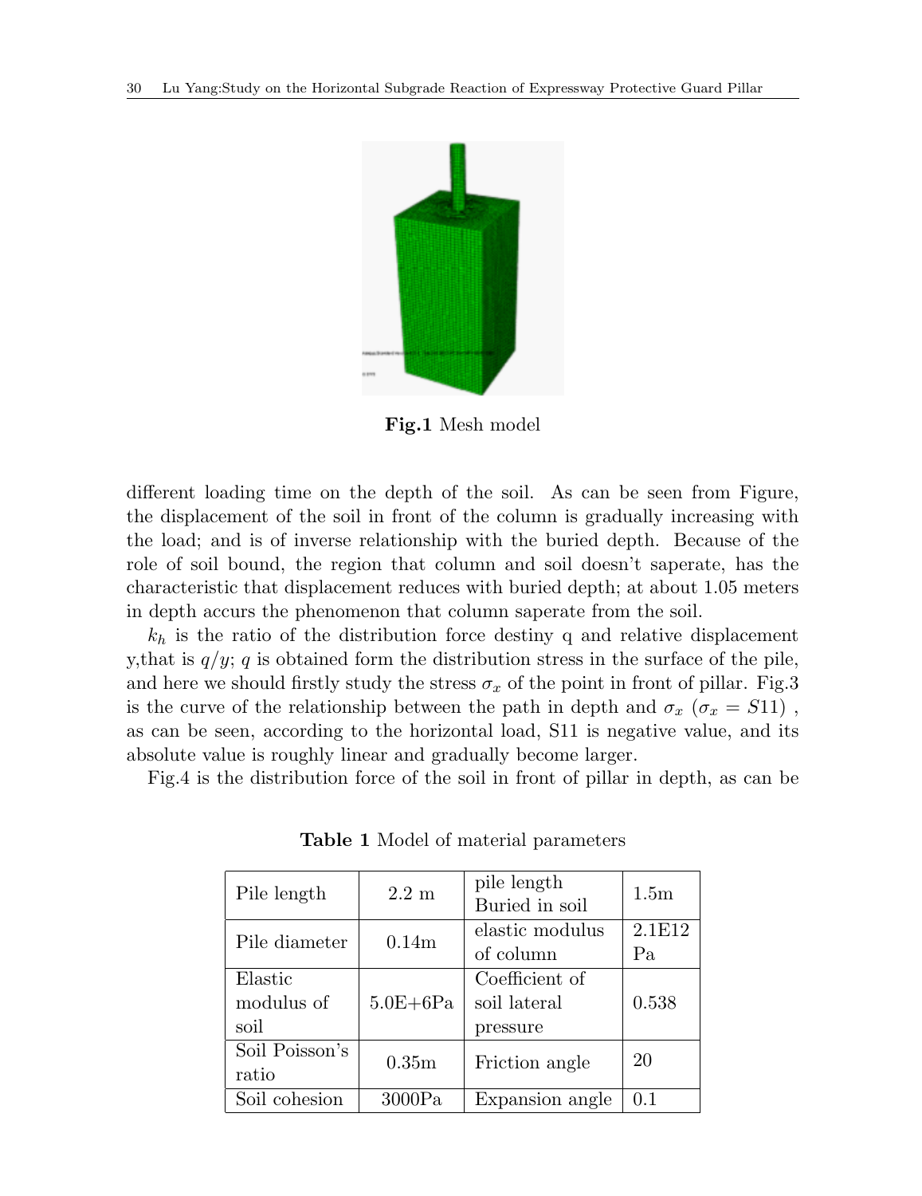**Fig.1** Mesh model

different loading time on the depth of the soil. As can be seen from Figure, the displacement of the soil in front of the column is gradually increasing with the load; and is of inverse relationship with the buried depth. Because of the role of soil bound, the region that column and soil doesn't saperate, has the characteristic that displacement reduces with buried depth; at about 1.05 meters in depth accurs the phenomenon that column saperate from the soil.

$k_h$ is the ratio of the distribution force destiny q and relative displacement y,that is $q/y$; $q$ is obtained form the distribution stress in the surface of the pile, and here we should firstly study the stress $\sigma_x$ of the point in front of pillar. Fig.3 is the curve of the relationship between the path in depth and $\sigma_x$ ($\sigma_x = S11$) , as can be seen, according to the horizontal load, S11 is negative value, and its absolute value is roughly linear and gradually become larger.

Fig.4 is the distribution force of the soil in front of pillar in depth, as can be

**Table 1** Model of material parameters

| Pile length | 2.2 m | pile length Buried in soil | 1.5m |
|---|---|---|---|
| Pile diameter | 0.14m | elastic modulus of column | 2.1E12 Pa |
| Elastic modulus of soil | 5.0E+6Pa | Coefficient of soil lateral pressure | 0.538 |
| Soil Poisson's ratio | 0.35m | Friction angle | 20 |
| Soil cohesion | 3000Pa | Expansion angle | 0.1 |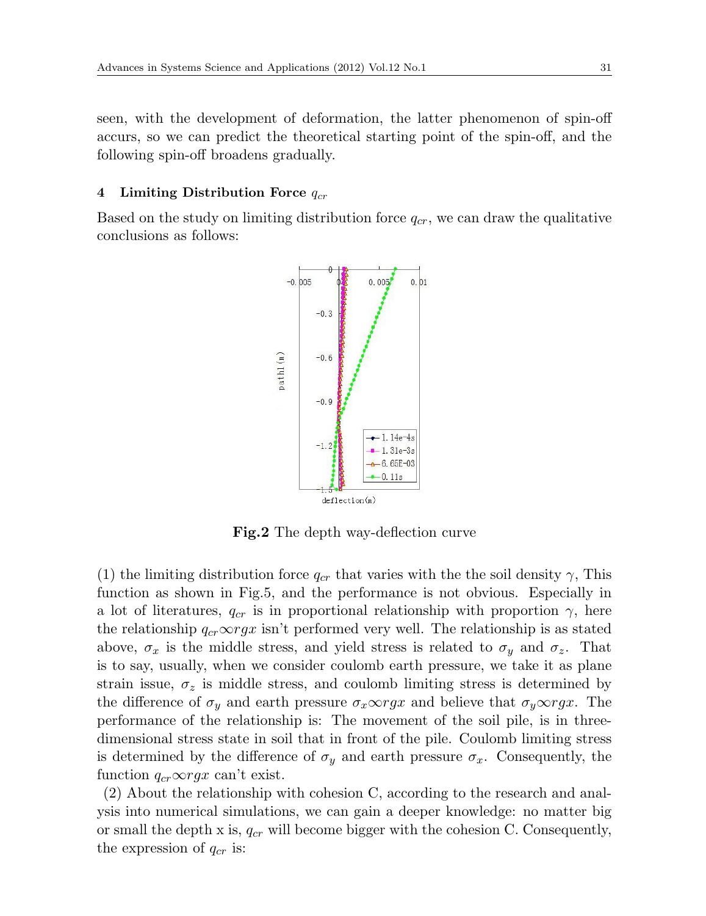seen, with the development of deformation, the latter phenomenon of spin-off accurs, so we can predict the theoretical starting point of the spin-off, and the following spin-off broadens gradually.

## 4 Limiting Distribution Force $q_{cr}$

Based on the study on limiting distribution force $q_{cr}$, we can draw the qualitative conclusions as follows:

**Fig.2** The depth way-deflection curve

(1) the limiting distribution force $q_{cr}$ that varies with the the soil density $\gamma$, This function as shown in Fig.5, and the performance is not obvious. Especially in a lot of literatures, $q_{cr}$ is in proportional relationship with proportion $\gamma$, here the relationship $q_{cr} \infty rgx$ isn't performed very well. The relationship is as stated above, $\sigma_x$ is the middle stress, and yield stress is related to $\sigma_y$ and $\sigma_z$. That is to say, usually, when we consider coulomb earth pressure, we take it as plane strain issue, $\sigma_z$ is middle stress, and coulomb limiting stress is determined by the difference of $\sigma_y$ and earth pressure $\sigma_x \infty rgx$ and believe that $\sigma_y \infty rgx$. The performance of the relationship is: The movement of the soil pile, is in three-dimensional stress state in soil that in front of the pile. Coulomb limiting stress is determined by the difference of $\sigma_y$ and earth pressure $\sigma_x$. Consequently, the function $q_{cr} \infty rgx$ can't exist.

(2) About the relationship with cohesion C, according to the research and analysis into numerical simulations, we can gain a deeper knowledge: no matter big or small the depth x is, $q_{cr}$ will become bigger with the cohesion C. Consequently, the expression of $q_{cr}$ is: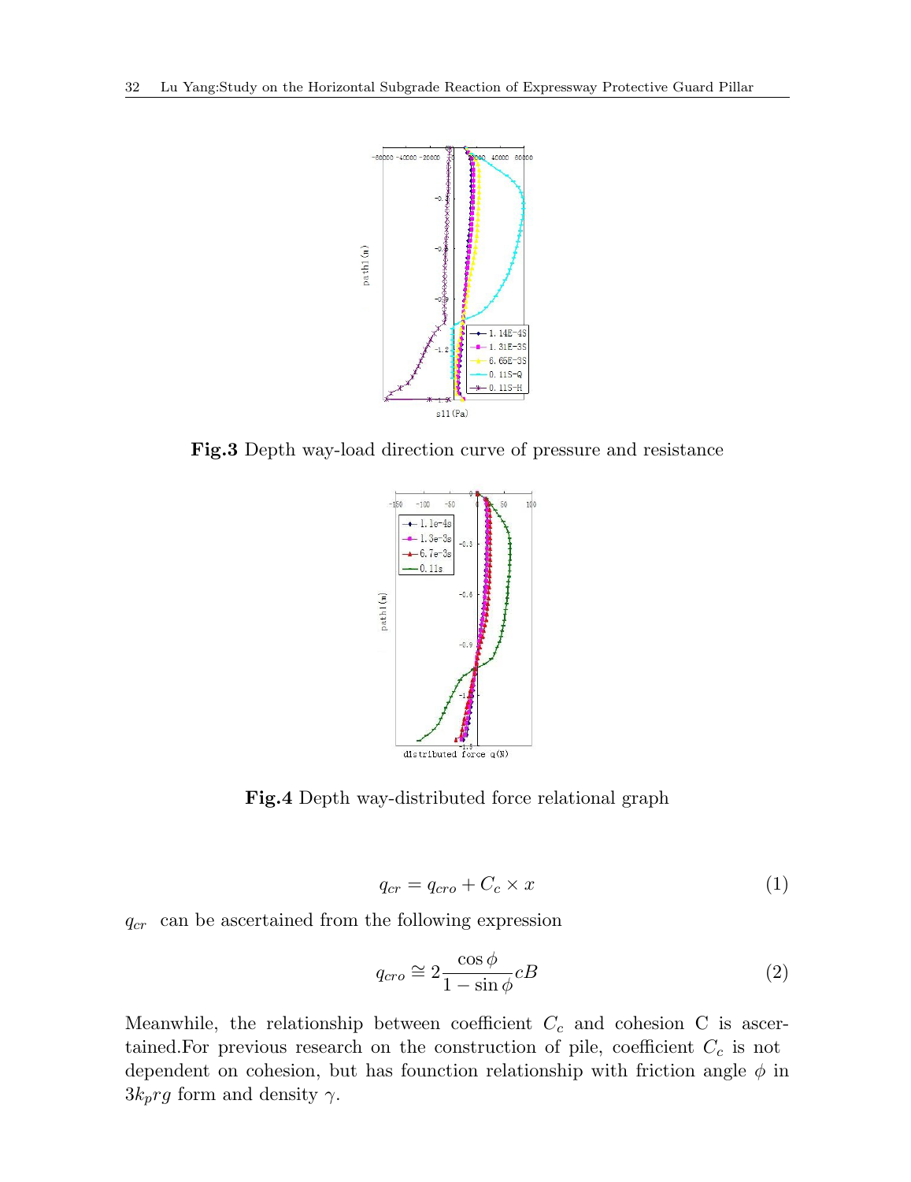**Fig.3** Depth way-load direction curve of pressure and resistance

**Fig.4** Depth way-distributed force relational graph

$$q_{cr} = q_{cro} + C_c \times x \tag{1}$$

$q_{cr}$ can be ascertained from the following expression

$$q_{cro} \cong 2\frac{\cos\phi}{1-\sin\phi}cB \tag{2}$$

Meanwhile, the relationship between coefficient $C_c$ and cohesion C is ascertained.For previous research on the construction of pile, coefficient $C_c$ is not dependent on cohesion, but has founction relationship with friction angle $\phi$ in $3k_p rg$ form and density $\gamma$.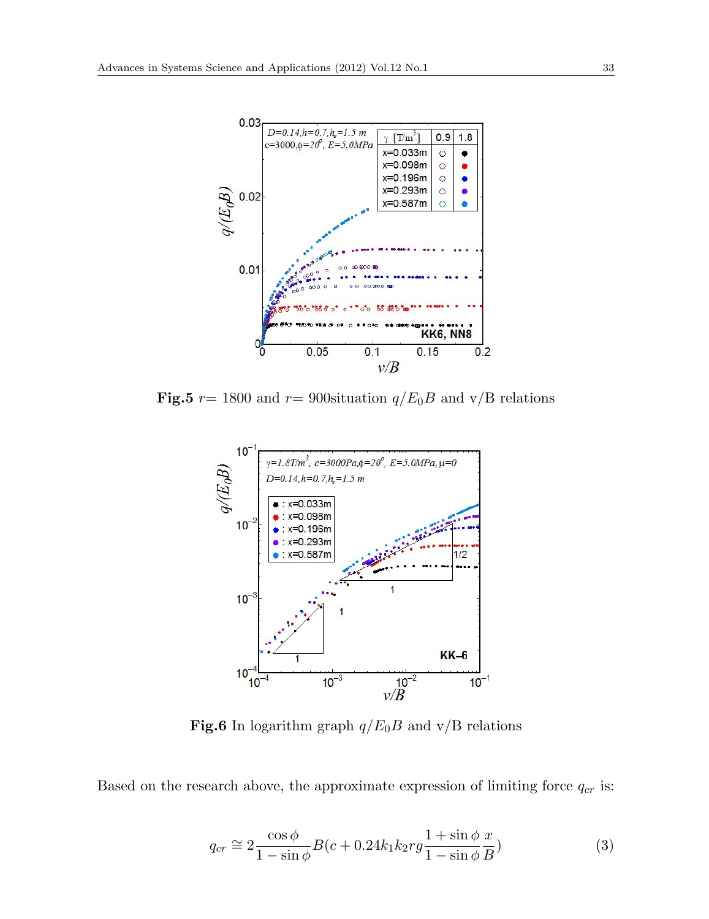**Fig.5** $r = 1800$ and $r = 900$situation $q/E_0B$ and v/B relations

**Fig.6** In logarithm graph $q/E_0B$ and v/B relations

Based on the research above, the approximate expression of limiting force $q_{cr}$ is:

$$q_{cr} \cong 2\frac{\cos\phi}{1-\sin\phi}B(c + 0.24k_1k_2rg\frac{1+\sin\phi}{1-\sin\phi}\frac{x}{B}) \tag{3}$$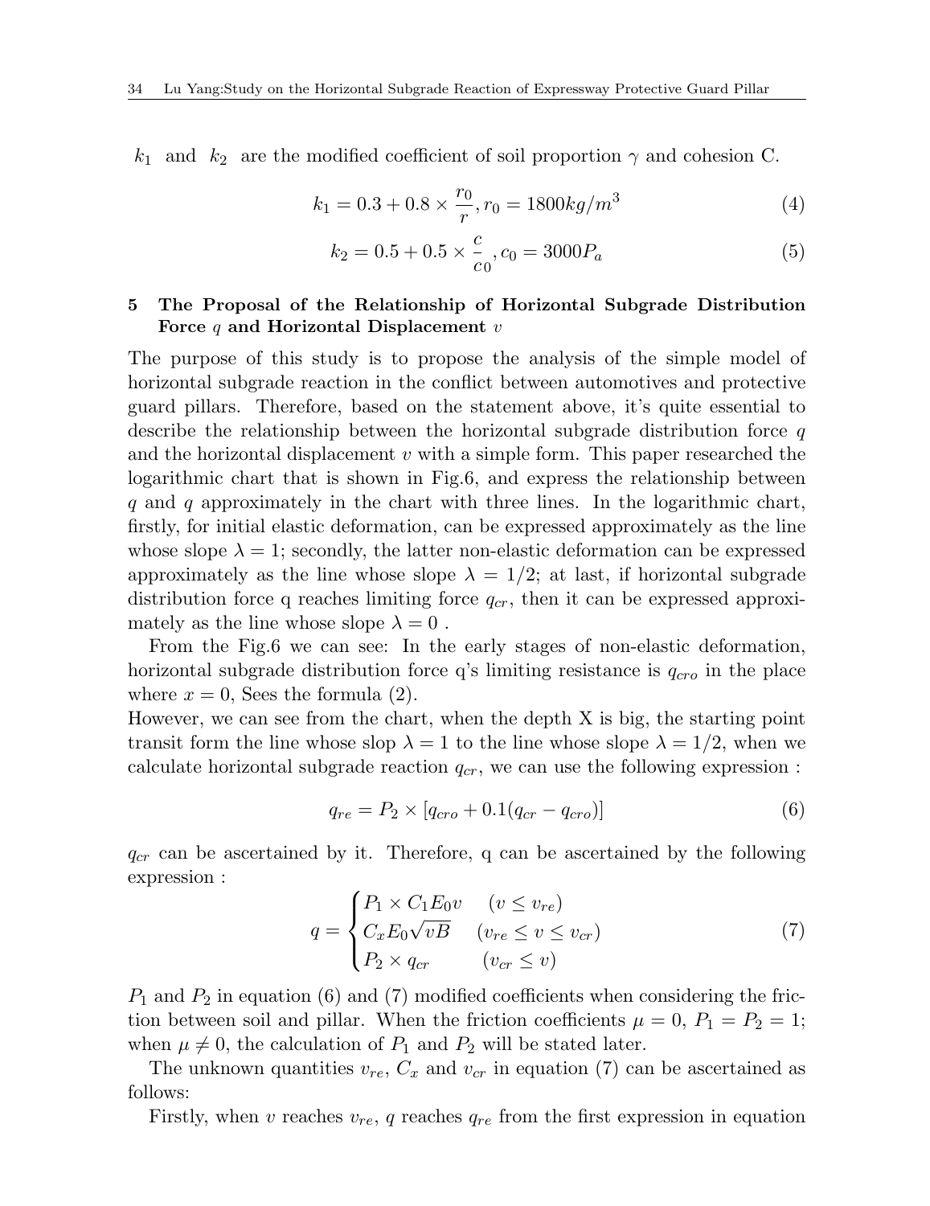$k_1$ and $k_2$ are the modified coefficient of soil proportion $\gamma$ and cohesion C.

$$k_1 = 0.3 + 0.8 \times \frac{r_0}{r}, r_0 = 1800kg/m^3 \tag{4}$$

$$k_2 = 0.5 + 0.5 \times \frac{c}{c_0}, c_0 = 3000P_a \tag{5}$$

## 5 The Proposal of the Relationship of Horizontal Subgrade Distribution Force $q$ and Horizontal Displacement $v$

The purpose of this study is to propose the analysis of the simple model of horizontal subgrade reaction in the conflict between automotives and protective guard pillars. Therefore, based on the statement above, it's quite essential to describe the relationship between the horizontal subgrade distribution force $q$ and the horizontal displacement $v$ with a simple form. This paper researched the logarithmic chart that is shown in Fig.6, and express the relationship between $q$ and $q$ approximately in the chart with three lines. In the logarithmic chart, firstly, for initial elastic deformation, can be expressed approximately as the line whose slope $\lambda = 1$; secondly, the latter non-elastic deformation can be expressed approximately as the line whose slope $\lambda = 1/2$; at last, if horizontal subgrade distribution force q reaches limiting force $q_{cr}$, then it can be expressed approximately as the line whose slope $\lambda = 0$ .

From the Fig.6 we can see: In the early stages of non-elastic deformation, horizontal subgrade distribution force q's limiting resistance is $q_{cro}$ in the place where $x = 0$, Sees the formula (2).

However, we can see from the chart, when the depth X is big, the starting point transit form the line whose slop $\lambda = 1$ to the line whose slope $\lambda = 1/2$, when we calculate horizontal subgrade reaction $q_{cr}$, we can use the following expression :

$$q_{re} = P_2 \times [q_{cro} + 0.1(q_{cr} - q_{cro})] \tag{6}$$

$q_{cr}$ can be ascertained by it. Therefore, q can be ascertained by the following expression :

$$q = \begin{cases} P_1 \times C_1 E_0 v & (v \leq v_{re}) \\ C_x E_0 \sqrt{vB} & (v_{re} \leq v \leq v_{cr}) \\ P_2 \times q_{cr} & (v_{cr} \leq v) \end{cases} \tag{7}$$

$P_1$ and $P_2$ in equation (6) and (7) modified coefficients when considering the friction between soil and pillar. When the friction coefficients $\mu = 0$, $P_1 = P_2 = 1$; when $\mu \neq 0$, the calculation of $P_1$ and $P_2$ will be stated later.

The unknown quantities $v_{re}$, $C_x$ and $v_{cr}$ in equation (7) can be ascertained as follows:

Firstly, when $v$ reaches $v_{re}$, $q$ reaches $q_{re}$ from the first expression in equation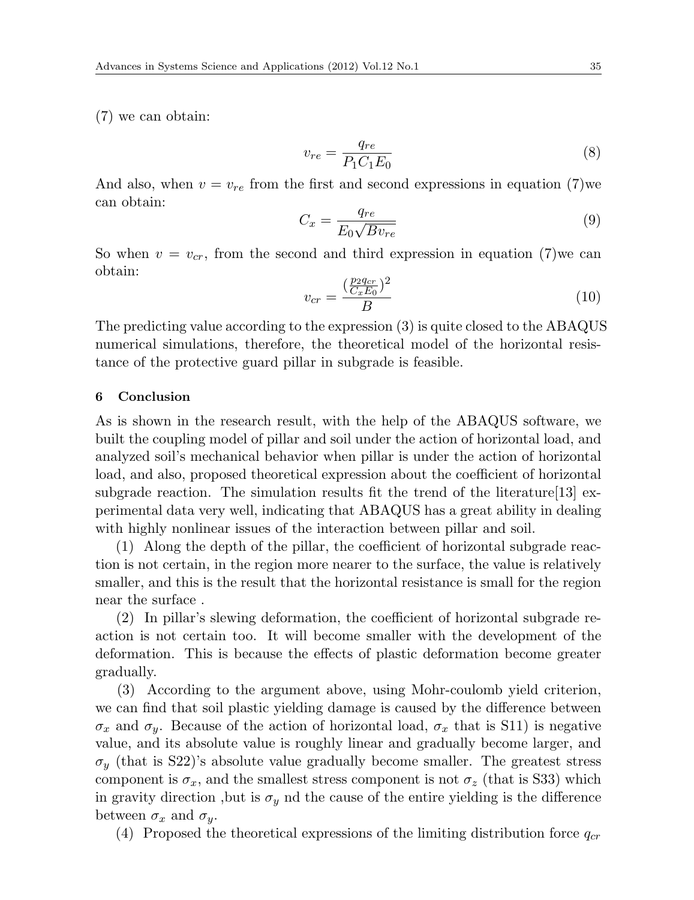(7) we can obtain:

$$v_{re} = \frac{q_{re}}{P_1 C_1 E_0} \tag{8}$$

And also, when $v = v_{re}$ from the first and second expressions in equation (7)we can obtain:

$$C_x = \frac{q_{re}}{E_0 \sqrt{B v_{re}}} \tag{9}$$

So when $v = v_{cr}$, from the second and third expression in equation (7)we can obtain:

$$v_{cr} = \frac{(\frac{p_2 q_{cr}}{C_x E_0})^2}{B} \tag{10}$$

The predicting value according to the expression (3) is quite closed to the ABAQUS numerical simulations, therefore, the theoretical model of the horizontal resistance of the protective guard pillar in subgrade is feasible.

## 6 Conclusion

As is shown in the research result, with the help of the ABAQUS software, we built the coupling model of pillar and soil under the action of horizontal load, and analyzed soil's mechanical behavior when pillar is under the action of horizontal load, and also, proposed theoretical expression about the coefficient of horizontal subgrade reaction. The simulation results fit the trend of the literature[13] experimental data very well, indicating that ABAQUS has a great ability in dealing with highly nonlinear issues of the interaction between pillar and soil.

(1) Along the depth of the pillar, the coefficient of horizontal subgrade reaction is not certain, in the region more nearer to the surface, the value is relatively smaller, and this is the result that the horizontal resistance is small for the region near the surface .

(2) In pillar's slewing deformation, the coefficient of horizontal subgrade reaction is not certain too. It will become smaller with the development of the deformation. This is because the effects of plastic deformation become greater gradually.

(3) According to the argument above, using Mohr-coulomb yield criterion, we can find that soil plastic yielding damage is caused by the difference between $\sigma_x$ and $\sigma_y$. Because of the action of horizontal load, $\sigma_x$ that is S11) is negative value, and its absolute value is roughly linear and gradually become larger, and $\sigma_y$ (that is S22)'s absolute value gradually become smaller. The greatest stress component is $\sigma_x$, and the smallest stress component is not $\sigma_z$ (that is S33) which in gravity direction ,but is $\sigma_y$ nd the cause of the entire yielding is the difference between $\sigma_x$ and $\sigma_y$.

(4) Proposed the theoretical expressions of the limiting distribution force $q_{cr}$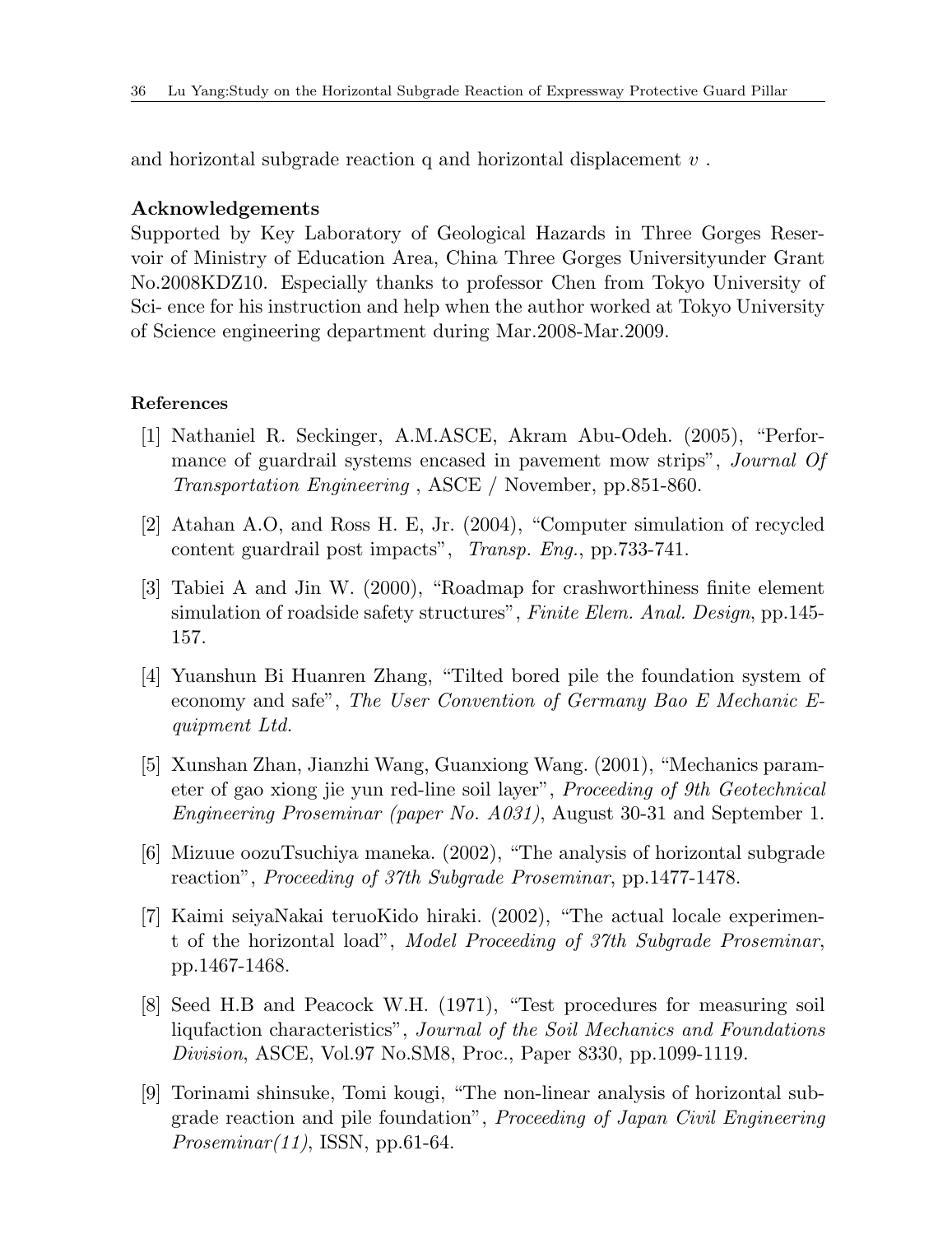and horizontal subgrade reaction q and horizontal displacement $v$ .

**Acknowledgements**

Supported by Key Laboratory of Geological Hazards in Three Gorges Reservoir of Ministry of Education Area, China Three Gorges Universityunder Grant No.2008KDZ10. Especially thanks to professor Chen from Tokyo University of Sci- ence for his instruction and help when the author worked at Tokyo University of Science engineering department during Mar.2008-Mar.2009.

**References**

[1] Nathaniel R. Seckinger, A.M.ASCE, Akram Abu-Odeh. (2005), "Performance of guardrail systems encased in pavement mow strips", *Journal Of Transportation Engineering* , ASCE / November, pp.851-860.

[2] Atahan A.O, and Ross H. E, Jr. (2004), "Computer simulation of recycled content guardrail post impacts", *Transp. Eng.*, pp.733-741.

[3] Tabiei A and Jin W. (2000), "Roadmap for crashworthiness finite element simulation of roadside safety structures", *Finite Elem. Anal. Design*, pp.145-157.

[4] Yuanshun Bi Huanren Zhang, "Tilted bored pile the foundation system of economy and safe", *The User Convention of Germany Bao E Mechanic Equipment Ltd.*

[5] Xunshan Zhan, Jianzhi Wang, Guanxiong Wang. (2001), "Mechanics parameter of gao xiong jie yun red-line soil layer", *Proceeding of 9th Geotechnical Engineering Proseminar (paper No. A031)*, August 30-31 and September 1.

[6] Mizuue oozuTsuchiya maneka. (2002), "The analysis of horizontal subgrade reaction", *Proceeding of 37th Subgrade Proseminar*, pp.1477-1478.

[7] Kaimi seiyaNakai teruoKido hiraki. (2002), "The actual locale experiment of the horizontal load", *Model Proceeding of 37th Subgrade Proseminar*, pp.1467-1468.

[8] Seed H.B and Peacock W.H. (1971), "Test procedures for measuring soil liqufaction characteristics", *Journal of the Soil Mechanics and Foundations Division*, ASCE, Vol.97 No.SM8, Proc., Paper 8330, pp.1099-1119.

[9] Torinami shinsuke, Tomi kougi, "The non-linear analysis of horizontal subgrade reaction and pile foundation", *Proceeding of Japan Civil Engineering Proseminar(11)*, ISSN, pp.61-64.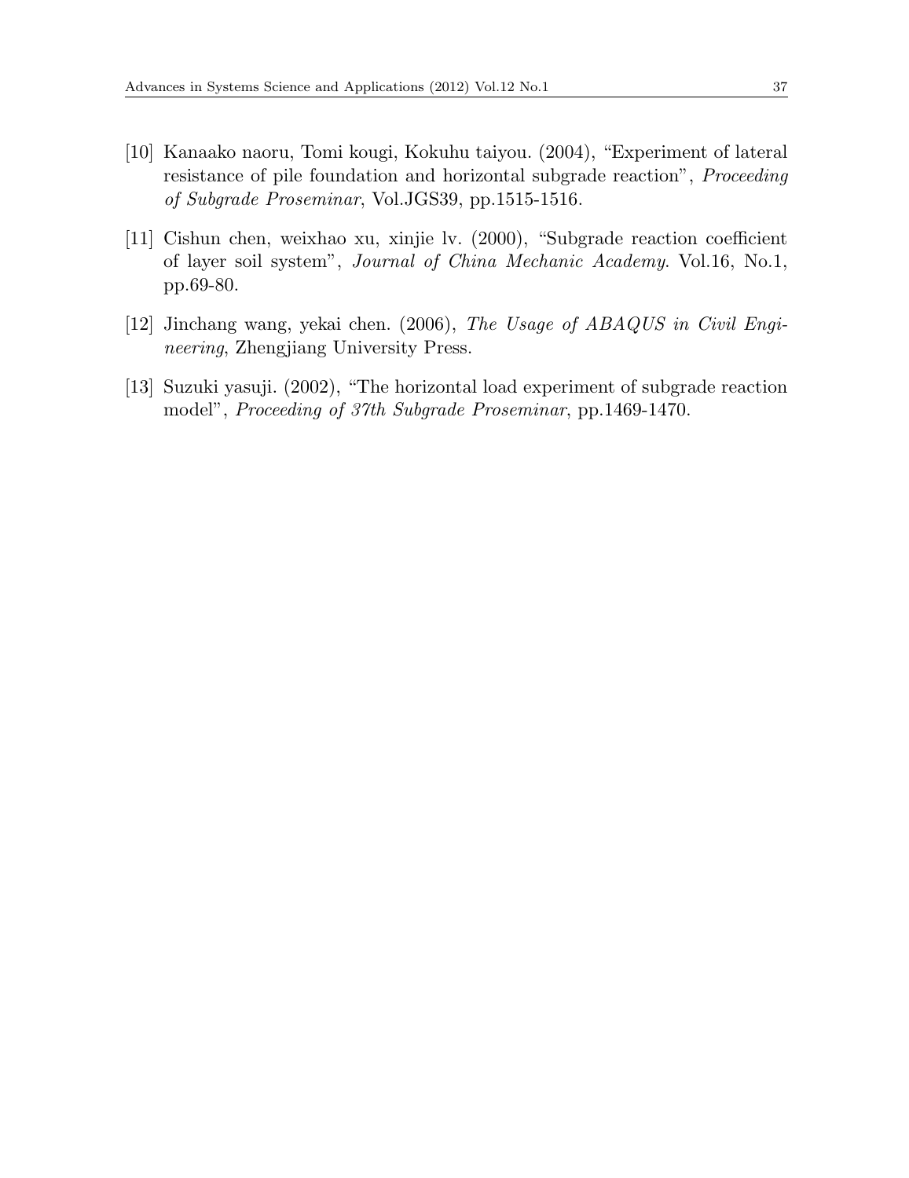[10] Kanaako naoru, Tomi kougi, Kokuhu taiyou. (2004), "Experiment of lateral resistance of pile foundation and horizontal subgrade reaction", *Proceeding of Subgrade Proseminar*, Vol.JGS39, pp.1515-1516.

[11] Cishun chen, weixhao xu, xinjie lv. (2000), "Subgrade reaction coefficient of layer soil system", *Journal of China Mechanic Academy*. Vol.16, No.1, pp.69-80.

[12] Jinchang wang, yekai chen. (2006), *The Usage of ABAQUS in Civil Engineering*, Zhengjiang University Press.

[13] Suzuki yasuji. (2002), "The horizontal load experiment of subgrade reaction model", *Proceeding of 37th Subgrade Proseminar*, pp.1469-1470.